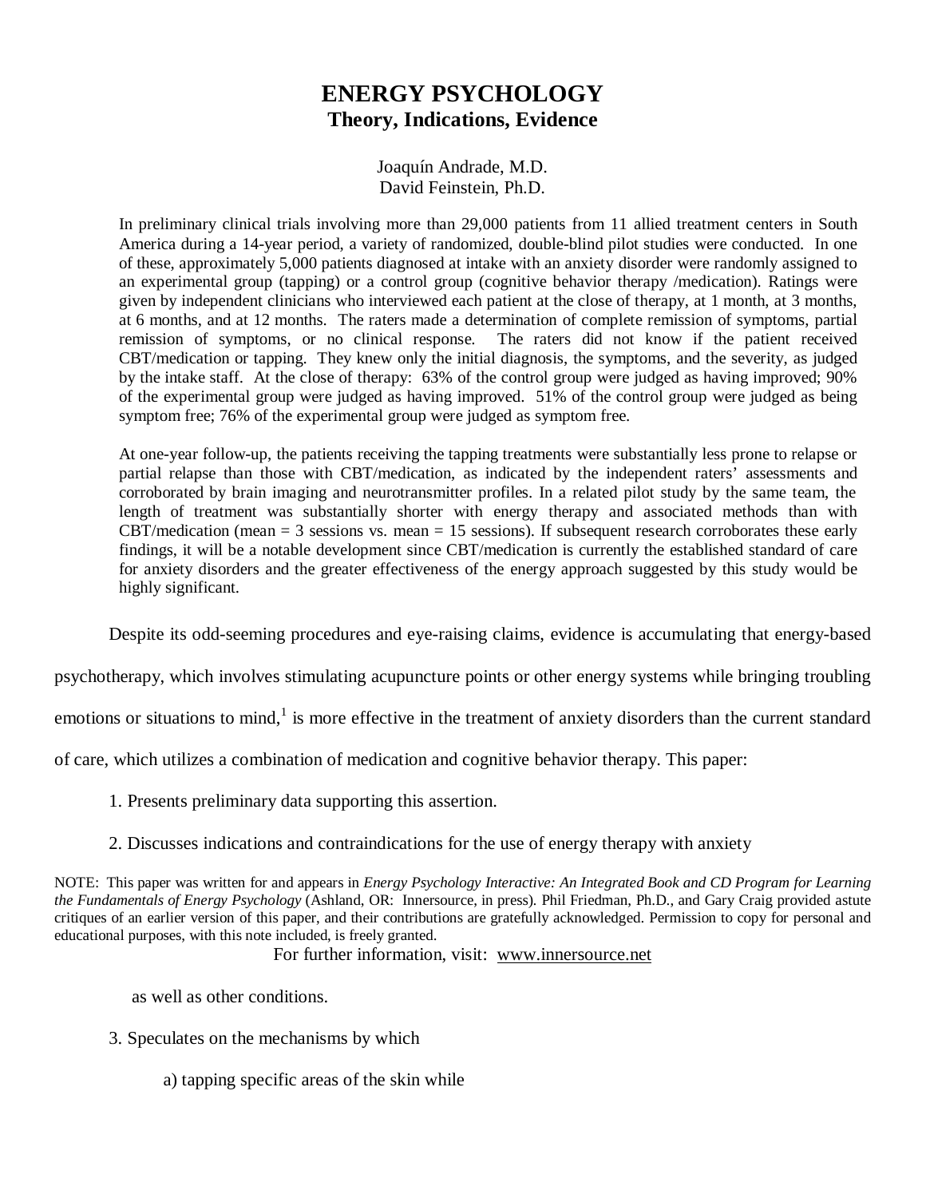# ENERGY PSYCHOLOGY

## Theory, Indications, Evidence

Joaquín Andrade, M.D.
David Feinstein, Ph.D.

In preliminary clinical trials involving more than 29,000 patients from 11 allied treatment centers in South America during a 14-year period, a variety of randomized, double-blind pilot studies were conducted. In one of these, approximately 5,000 patients diagnosed at intake with an anxiety disorder were randomly assigned to an experimental group (tapping) or a control group (cognitive behavior therapy /medication). Ratings were given by independent clinicians who interviewed each patient at the close of therapy, at 1 month, at 3 months, at 6 months, and at 12 months. The raters made a determination of complete remission of symptoms, partial remission of symptoms, or no clinical response. The raters did not know if the patient received CBT/medication or tapping. They knew only the initial diagnosis, the symptoms, and the severity, as judged by the intake staff. At the close of therapy: 63% of the control group were judged as having improved; 90% of the experimental group were judged as having improved. 51% of the control group were judged as being symptom free; 76% of the experimental group were judged as symptom free.

At one-year follow-up, the patients receiving the tapping treatments were substantially less prone to relapse or partial relapse than those with CBT/medication, as indicated by the independent raters' assessments and corroborated by brain imaging and neurotransmitter profiles. In a related pilot study by the same team, the length of treatment was substantially shorter with energy therapy and associated methods than with CBT/medication (mean = 3 sessions vs. mean = 15 sessions). If subsequent research corroborates these early findings, it will be a notable development since CBT/medication is currently the established standard of care for anxiety disorders and the greater effectiveness of the energy approach suggested by this study would be highly significant.

Despite its odd-seeming procedures and eye-raising claims, evidence is accumulating that energy-based psychotherapy, which involves stimulating acupuncture points or other energy systems while bringing troubling emotions or situations to mind,[1] is more effective in the treatment of anxiety disorders than the current standard of care, which utilizes a combination of medication and cognitive behavior therapy. This paper:

1. Presents preliminary data supporting this assertion.
2. Discusses indications and contraindications for the use of energy therapy with anxiety as well as other conditions.
3. Speculates on the mechanisms by which

   a) tapping specific areas of the skin while

NOTE: This paper was written for and appears in *Energy Psychology Interactive: An Integrated Book and CD Program for Learning the Fundamentals of Energy Psychology* (Ashland, OR: Innersource, in press). Phil Friedman, Ph.D., and Gary Craig provided astute critiques of an earlier version of this paper, and their contributions are gratefully acknowledged. Permission to copy for personal and educational purposes, with this note included, is freely granted.

For further information, visit: www.innersource.net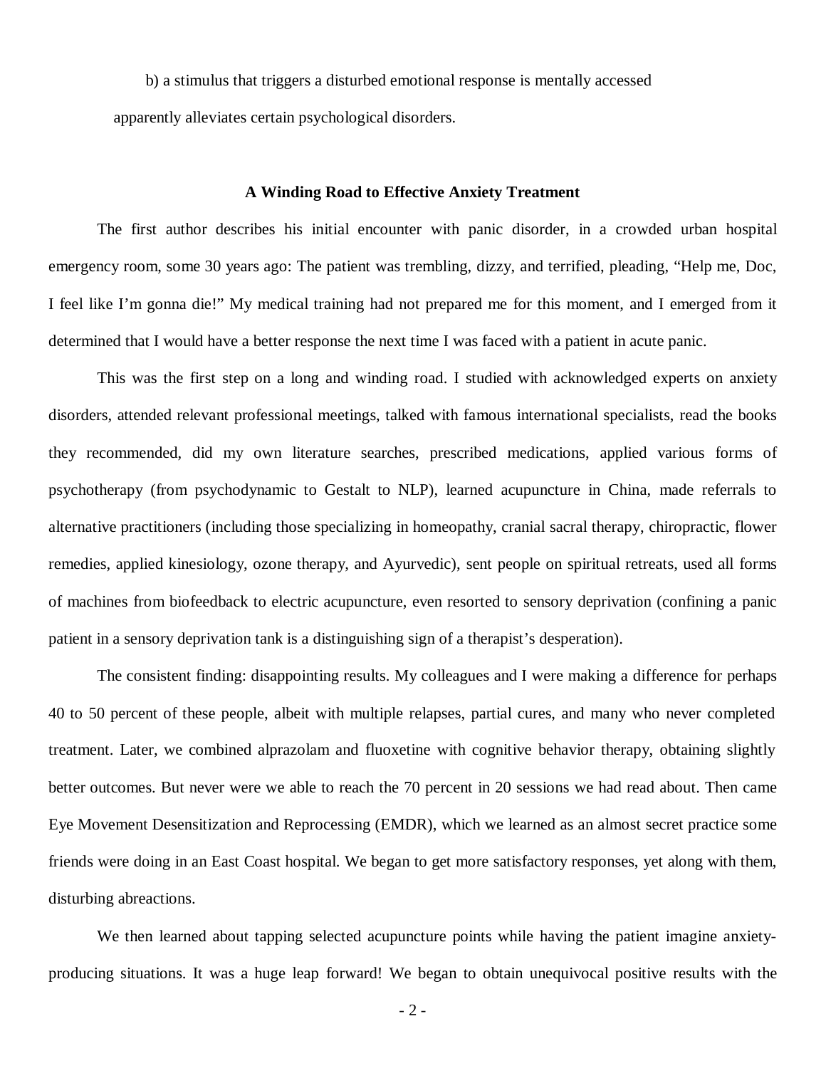b) a stimulus that triggers a disturbed emotional response is mentally accessed apparently alleviates certain psychological disorders.

### A Winding Road to Effective Anxiety Treatment

The first author describes his initial encounter with panic disorder, in a crowded urban hospital emergency room, some 30 years ago: The patient was trembling, dizzy, and terrified, pleading, "Help me, Doc, I feel like I'm gonna die!" My medical training had not prepared me for this moment, and I emerged from it determined that I would have a better response the next time I was faced with a patient in acute panic.

This was the first step on a long and winding road. I studied with acknowledged experts on anxiety disorders, attended relevant professional meetings, talked with famous international specialists, read the books they recommended, did my own literature searches, prescribed medications, applied various forms of psychotherapy (from psychodynamic to Gestalt to NLP), learned acupuncture in China, made referrals to alternative practitioners (including those specializing in homeopathy, cranial sacral therapy, chiropractic, flower remedies, applied kinesiology, ozone therapy, and Ayurvedic), sent people on spiritual retreats, used all forms of machines from biofeedback to electric acupuncture, even resorted to sensory deprivation (confining a panic patient in a sensory deprivation tank is a distinguishing sign of a therapist's desperation).

The consistent finding: disappointing results. My colleagues and I were making a difference for perhaps 40 to 50 percent of these people, albeit with multiple relapses, partial cures, and many who never completed treatment. Later, we combined alprazolam and fluoxetine with cognitive behavior therapy, obtaining slightly better outcomes. But never were we able to reach the 70 percent in 20 sessions we had read about. Then came Eye Movement Desensitization and Reprocessing (EMDR), which we learned as an almost secret practice some friends were doing in an East Coast hospital. We began to get more satisfactory responses, yet along with them, disturbing abreactions.

We then learned about tapping selected acupuncture points while having the patient imagine anxiety-producing situations. It was a huge leap forward! We began to obtain unequivocal positive results with the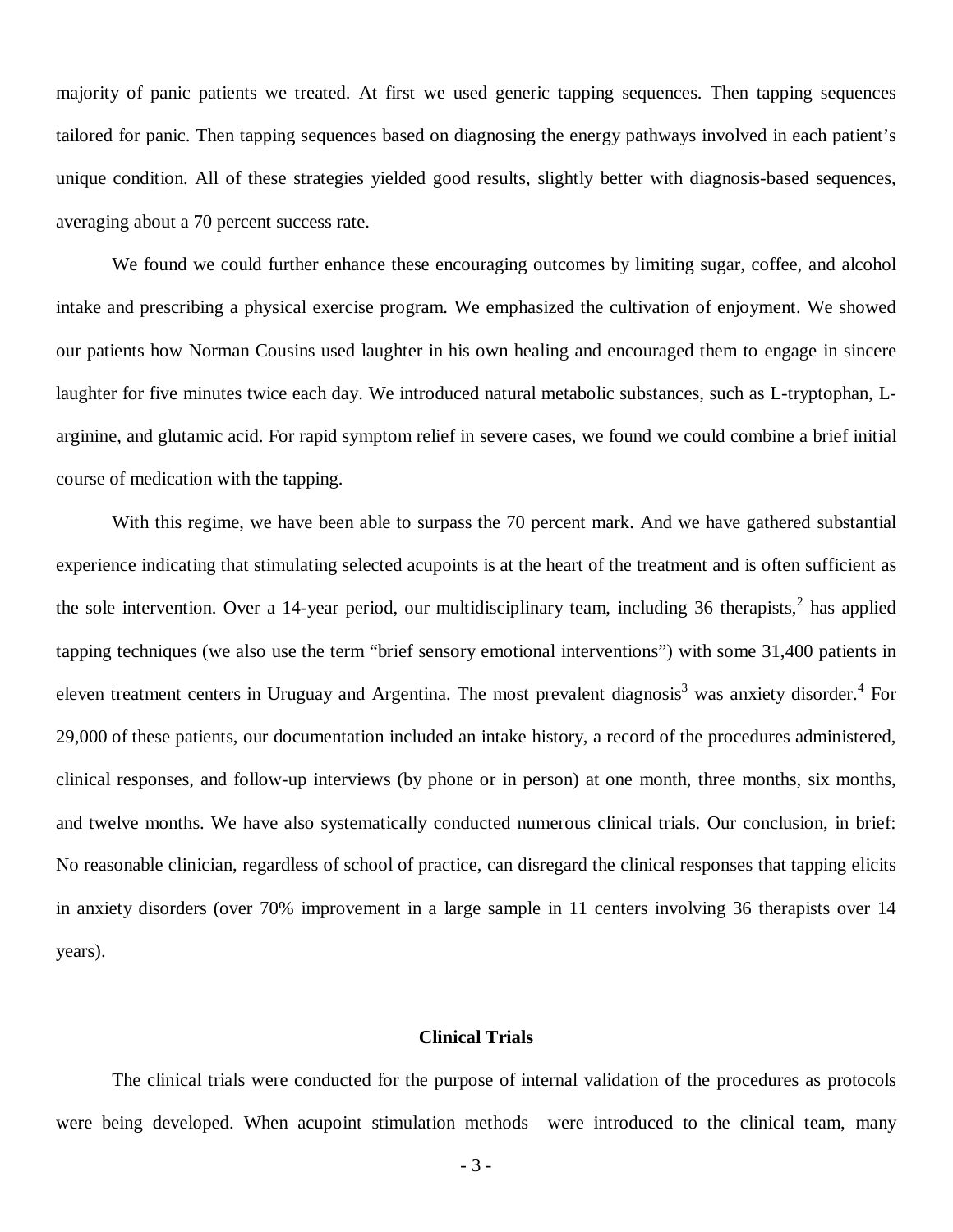majority of panic patients we treated. At first we used generic tapping sequences. Then tapping sequences tailored for panic. Then tapping sequences based on diagnosing the energy pathways involved in each patient's unique condition. All of these strategies yielded good results, slightly better with diagnosis-based sequences, averaging about a 70 percent success rate.

We found we could further enhance these encouraging outcomes by limiting sugar, coffee, and alcohol intake and prescribing a physical exercise program. We emphasized the cultivation of enjoyment. We showed our patients how Norman Cousins used laughter in his own healing and encouraged them to engage in sincere laughter for five minutes twice each day. We introduced natural metabolic substances, such as L-tryptophan, L-arginine, and glutamic acid. For rapid symptom relief in severe cases, we found we could combine a brief initial course of medication with the tapping.

With this regime, we have been able to surpass the 70 percent mark. And we have gathered substantial experience indicating that stimulating selected acupoints is at the heart of the treatment and is often sufficient as the sole intervention. Over a 14-year period, our multidisciplinary team, including 36 therapists,[2] has applied tapping techniques (we also use the term "brief sensory emotional interventions") with some 31,400 patients in eleven treatment centers in Uruguay and Argentina. The most prevalent diagnosis[3] was anxiety disorder.[4] For 29,000 of these patients, our documentation included an intake history, a record of the procedures administered, clinical responses, and follow-up interviews (by phone or in person) at one month, three months, six months, and twelve months. We have also systematically conducted numerous clinical trials. Our conclusion, in brief: No reasonable clinician, regardless of school of practice, can disregard the clinical responses that tapping elicits in anxiety disorders (over 70% improvement in a large sample in 11 centers involving 36 therapists over 14 years).

## Clinical Trials

The clinical trials were conducted for the purpose of internal validation of the procedures as protocols were being developed. When acupoint stimulation methods were introduced to the clinical team, many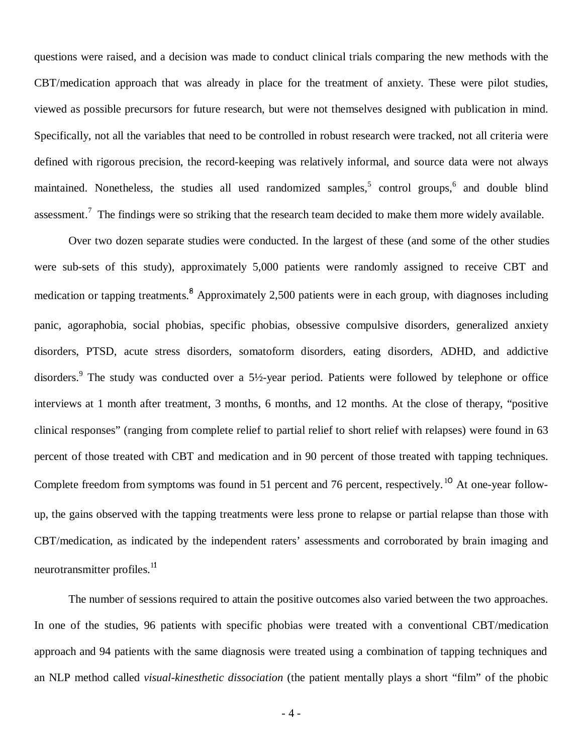questions were raised, and a decision was made to conduct clinical trials comparing the new methods with the CBT/medication approach that was already in place for the treatment of anxiety. These were pilot studies, viewed as possible precursors for future research, but were not themselves designed with publication in mind. Specifically, not all the variables that need to be controlled in robust research were tracked, not all criteria were defined with rigorous precision, the record-keeping was relatively informal, and source data were not always maintained. Nonetheless, the studies all used randomized samples,[5] control groups,[6] and double blind assessment.[7] The findings were so striking that the research team decided to make them more widely available.

Over two dozen separate studies were conducted. In the largest of these (and some of the other studies were sub-sets of this study), approximately 5,000 patients were randomly assigned to receive CBT and medication or tapping treatments.[8] Approximately 2,500 patients were in each group, with diagnoses including panic, agoraphobia, social phobias, specific phobias, obsessive compulsive disorders, generalized anxiety disorders, PTSD, acute stress disorders, somatoform disorders, eating disorders, ADHD, and addictive disorders.[9] The study was conducted over a 5½-year period. Patients were followed by telephone or office interviews at 1 month after treatment, 3 months, 6 months, and 12 months. At the close of therapy, "positive clinical responses" (ranging from complete relief to partial relief to short relief with relapses) were found in 63 percent of those treated with CBT and medication and in 90 percent of those treated with tapping techniques. Complete freedom from symptoms was found in 51 percent and 76 percent, respectively.[10] At one-year follow-up, the gains observed with the tapping treatments were less prone to relapse or partial relapse than those with CBT/medication, as indicated by the independent raters' assessments and corroborated by brain imaging and neurotransmitter profiles.[11]

The number of sessions required to attain the positive outcomes also varied between the two approaches. In one of the studies, 96 patients with specific phobias were treated with a conventional CBT/medication approach and 94 patients with the same diagnosis were treated using a combination of tapping techniques and an NLP method called *visual-kinesthetic dissociation* (the patient mentally plays a short "film" of the phobic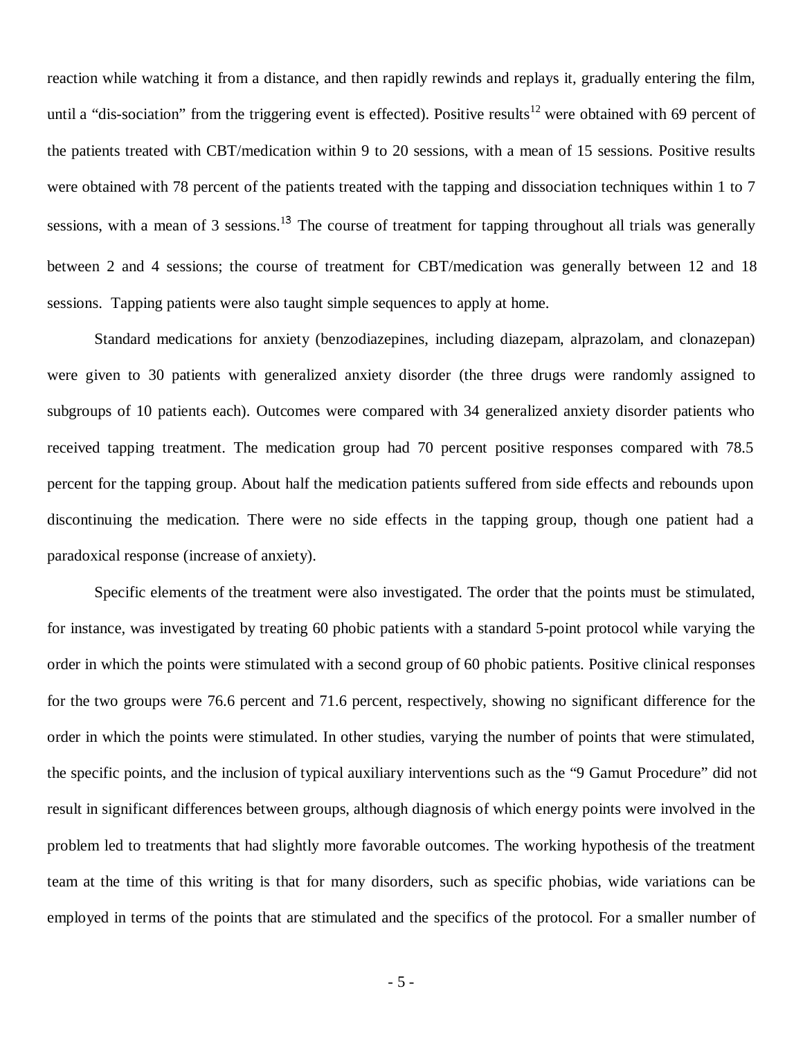reaction while watching it from a distance, and then rapidly rewinds and replays it, gradually entering the film, until a "dis-sociation" from the triggering event is effected). Positive results[12] were obtained with 69 percent of the patients treated with CBT/medication within 9 to 20 sessions, with a mean of 15 sessions. Positive results were obtained with 78 percent of the patients treated with the tapping and dissociation techniques within 1 to 7 sessions, with a mean of 3 sessions.[13] The course of treatment for tapping throughout all trials was generally between 2 and 4 sessions; the course of treatment for CBT/medication was generally between 12 and 18 sessions. Tapping patients were also taught simple sequences to apply at home.

Standard medications for anxiety (benzodiazepines, including diazepam, alprazolam, and clonazepan) were given to 30 patients with generalized anxiety disorder (the three drugs were randomly assigned to subgroups of 10 patients each). Outcomes were compared with 34 generalized anxiety disorder patients who received tapping treatment. The medication group had 70 percent positive responses compared with 78.5 percent for the tapping group. About half the medication patients suffered from side effects and rebounds upon discontinuing the medication. There were no side effects in the tapping group, though one patient had a paradoxical response (increase of anxiety).

Specific elements of the treatment were also investigated. The order that the points must be stimulated, for instance, was investigated by treating 60 phobic patients with a standard 5-point protocol while varying the order in which the points were stimulated with a second group of 60 phobic patients. Positive clinical responses for the two groups were 76.6 percent and 71.6 percent, respectively, showing no significant difference for the order in which the points were stimulated. In other studies, varying the number of points that were stimulated, the specific points, and the inclusion of typical auxiliary interventions such as the "9 Gamut Procedure" did not result in significant differences between groups, although diagnosis of which energy points were involved in the problem led to treatments that had slightly more favorable outcomes. The working hypothesis of the treatment team at the time of this writing is that for many disorders, such as specific phobias, wide variations can be employed in terms of the points that are stimulated and the specifics of the protocol. For a smaller number of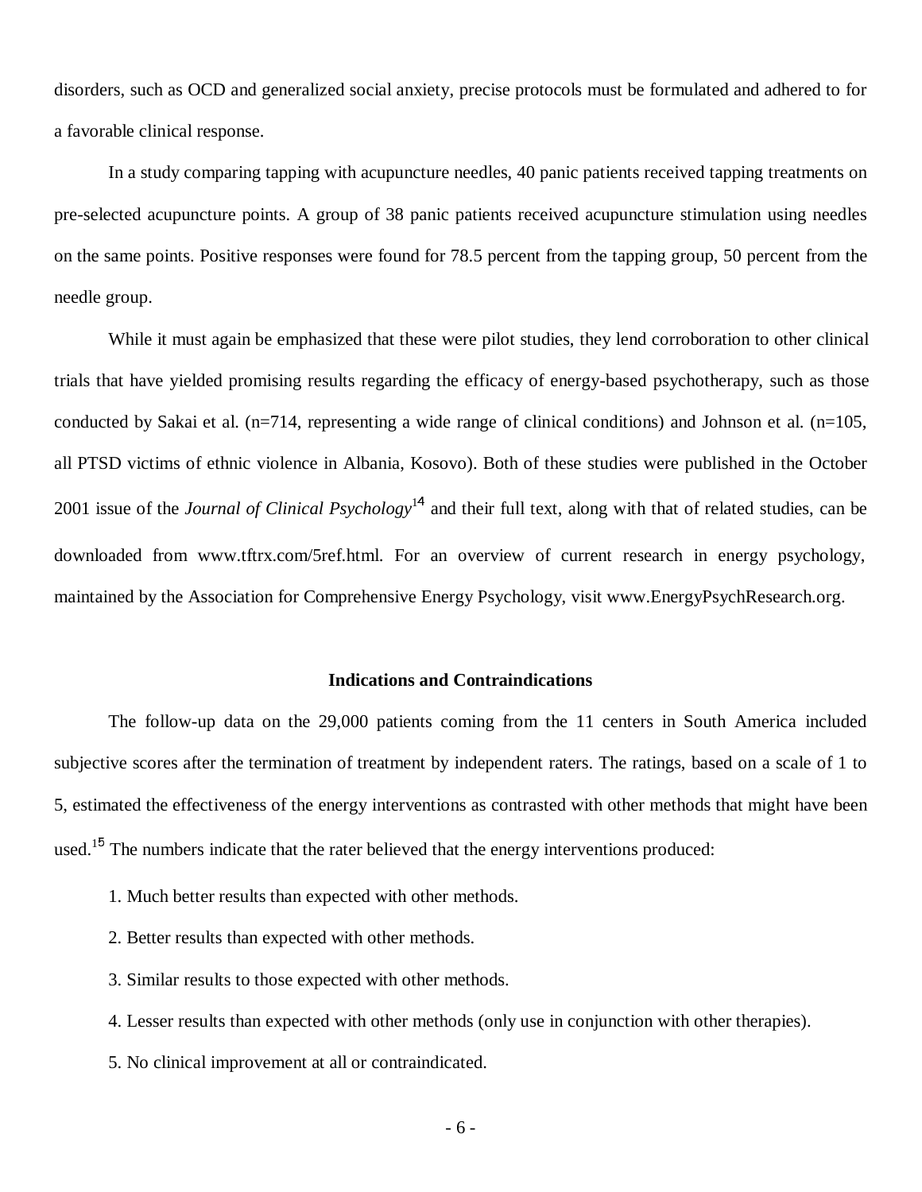disorders, such as OCD and generalized social anxiety, precise protocols must be formulated and adhered to for a favorable clinical response.

In a study comparing tapping with acupuncture needles, 40 panic patients received tapping treatments on pre-selected acupuncture points. A group of 38 panic patients received acupuncture stimulation using needles on the same points. Positive responses were found for 78.5 percent from the tapping group, 50 percent from the needle group.

While it must again be emphasized that these were pilot studies, they lend corroboration to other clinical trials that have yielded promising results regarding the efficacy of energy-based psychotherapy, such as those conducted by Sakai et al. (n=714, representing a wide range of clinical conditions) and Johnson et al. (n=105, all PTSD victims of ethnic violence in Albania, Kosovo). Both of these studies were published in the October 2001 issue of the *Journal of Clinical Psychology*[14] and their full text, along with that of related studies, can be downloaded from www.tftrx.com/5ref.html. For an overview of current research in energy psychology, maintained by the Association for Comprehensive Energy Psychology, visit www.EnergyPsychResearch.org.

## Indications and Contraindications

The follow-up data on the 29,000 patients coming from the 11 centers in South America included subjective scores after the termination of treatment by independent raters. The ratings, based on a scale of 1 to 5, estimated the effectiveness of the energy interventions as contrasted with other methods that might have been used.[15] The numbers indicate that the rater believed that the energy interventions produced:

1. Much better results than expected with other methods.
2. Better results than expected with other methods.
3. Similar results to those expected with other methods.
4. Lesser results than expected with other methods (only use in conjunction with other therapies).
5. No clinical improvement at all or contraindicated.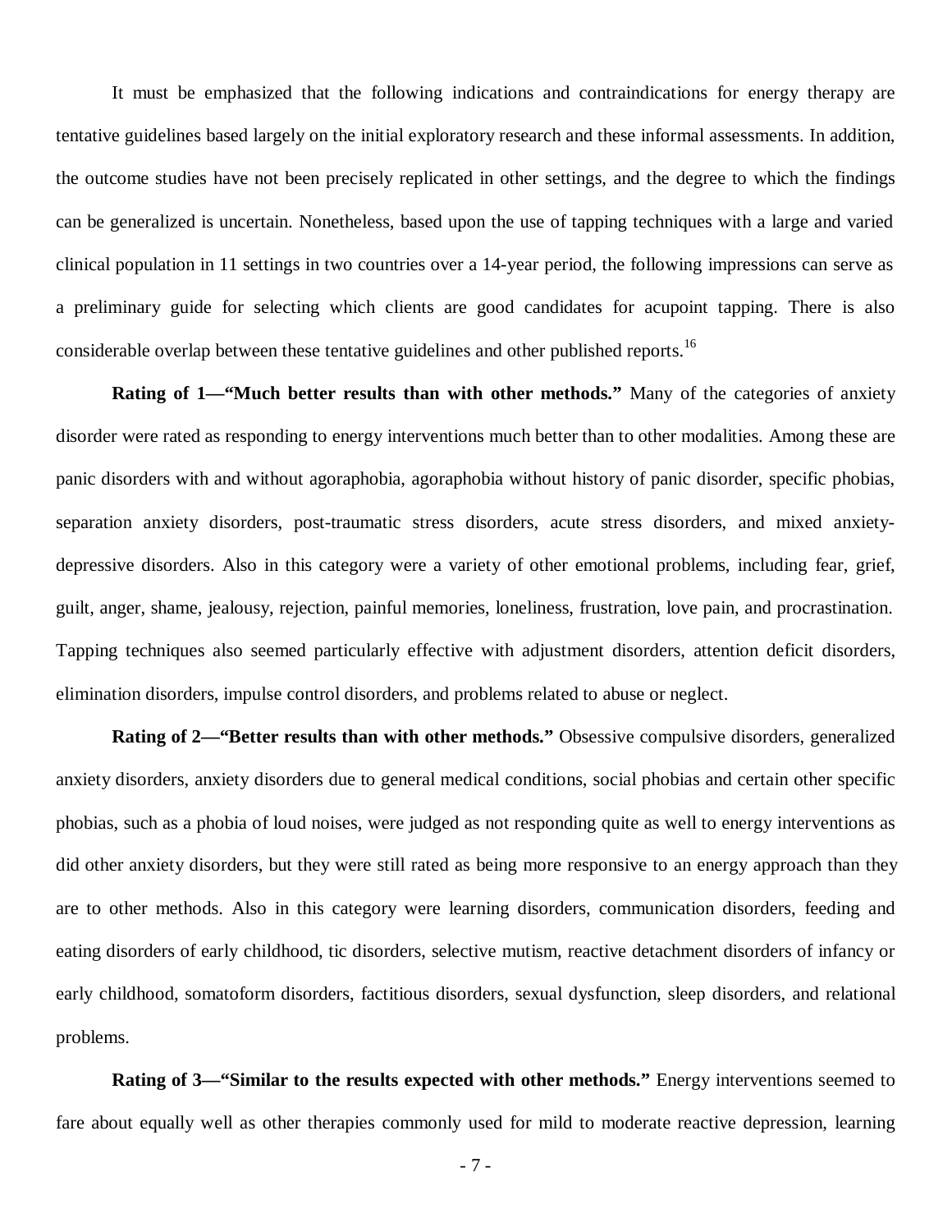It must be emphasized that the following indications and contraindications for energy therapy are tentative guidelines based largely on the initial exploratory research and these informal assessments. In addition, the outcome studies have not been precisely replicated in other settings, and the degree to which the findings can be generalized is uncertain. Nonetheless, based upon the use of tapping techniques with a large and varied clinical population in 11 settings in two countries over a 14-year period, the following impressions can serve as a preliminary guide for selecting which clients are good candidates for acupoint tapping. There is also considerable overlap between these tentative guidelines and other published reports.[16]

**Rating of 1—"Much better results than with other methods."** Many of the categories of anxiety disorder were rated as responding to energy interventions much better than to other modalities. Among these are panic disorders with and without agoraphobia, agoraphobia without history of panic disorder, specific phobias, separation anxiety disorders, post-traumatic stress disorders, acute stress disorders, and mixed anxiety-depressive disorders. Also in this category were a variety of other emotional problems, including fear, grief, guilt, anger, shame, jealousy, rejection, painful memories, loneliness, frustration, love pain, and procrastination. Tapping techniques also seemed particularly effective with adjustment disorders, attention deficit disorders, elimination disorders, impulse control disorders, and problems related to abuse or neglect.

**Rating of 2—"Better results than with other methods."** Obsessive compulsive disorders, generalized anxiety disorders, anxiety disorders due to general medical conditions, social phobias and certain other specific phobias, such as a phobia of loud noises, were judged as not responding quite as well to energy interventions as did other anxiety disorders, but they were still rated as being more responsive to an energy approach than they are to other methods. Also in this category were learning disorders, communication disorders, feeding and eating disorders of early childhood, tic disorders, selective mutism, reactive detachment disorders of infancy or early childhood, somatoform disorders, factitious disorders, sexual dysfunction, sleep disorders, and relational problems.

**Rating of 3—"Similar to the results expected with other methods."** Energy interventions seemed to fare about equally well as other therapies commonly used for mild to moderate reactive depression, learning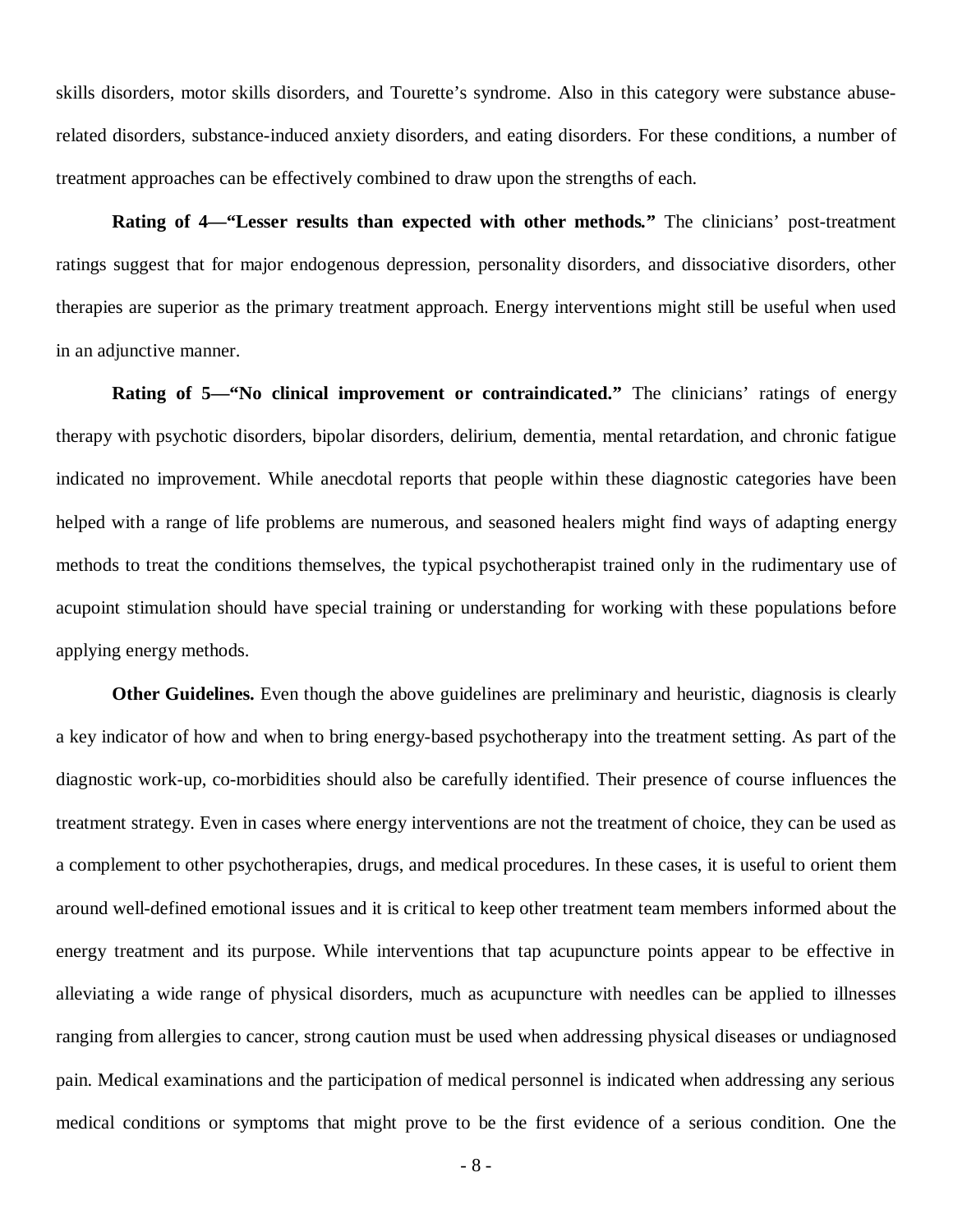skills disorders, motor skills disorders, and Tourette's syndrome. Also in this category were substance abuse-related disorders, substance-induced anxiety disorders, and eating disorders. For these conditions, a number of treatment approaches can be effectively combined to draw upon the strengths of each.

**Rating of 4—"Lesser results than expected with other methods."** The clinicians' post-treatment ratings suggest that for major endogenous depression, personality disorders, and dissociative disorders, other therapies are superior as the primary treatment approach. Energy interventions might still be useful when used in an adjunctive manner.

**Rating of 5—"No clinical improvement or contraindicated."** The clinicians' ratings of energy therapy with psychotic disorders, bipolar disorders, delirium, dementia, mental retardation, and chronic fatigue indicated no improvement. While anecdotal reports that people within these diagnostic categories have been helped with a range of life problems are numerous, and seasoned healers might find ways of adapting energy methods to treat the conditions themselves, the typical psychotherapist trained only in the rudimentary use of acupoint stimulation should have special training or understanding for working with these populations before applying energy methods.

**Other Guidelines.** Even though the above guidelines are preliminary and heuristic, diagnosis is clearly a key indicator of how and when to bring energy-based psychotherapy into the treatment setting. As part of the diagnostic work-up, co-morbidities should also be carefully identified. Their presence of course influences the treatment strategy. Even in cases where energy interventions are not the treatment of choice, they can be used as a complement to other psychotherapies, drugs, and medical procedures. In these cases, it is useful to orient them around well-defined emotional issues and it is critical to keep other treatment team members informed about the energy treatment and its purpose. While interventions that tap acupuncture points appear to be effective in alleviating a wide range of physical disorders, much as acupuncture with needles can be applied to illnesses ranging from allergies to cancer, strong caution must be used when addressing physical diseases or undiagnosed pain. Medical examinations and the participation of medical personnel is indicated when addressing any serious medical conditions or symptoms that might prove to be the first evidence of a serious condition. One the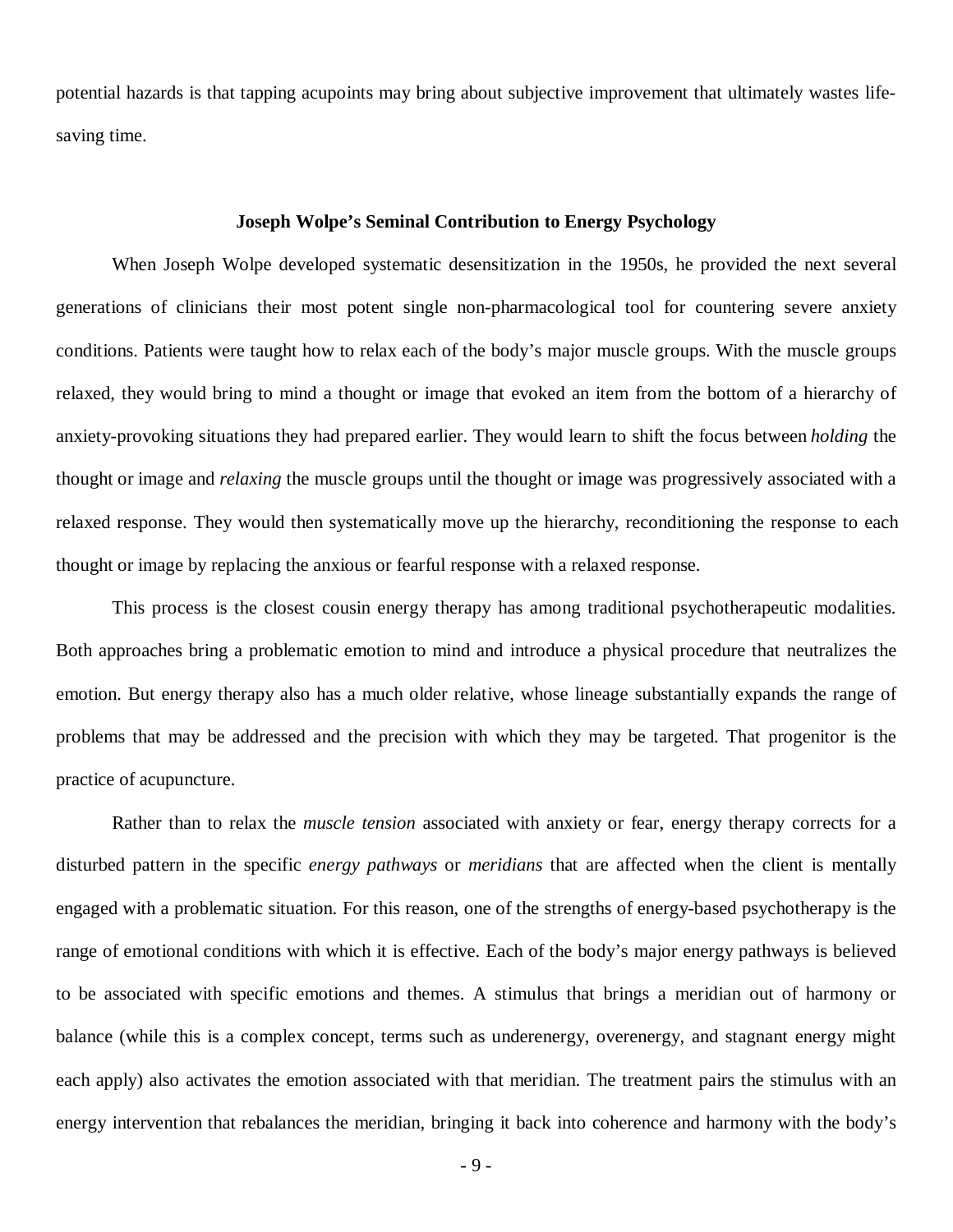potential hazards is that tapping acupoints may bring about subjective improvement that ultimately wastes life-saving time.

## Joseph Wolpe's Seminal Contribution to Energy Psychology

When Joseph Wolpe developed systematic desensitization in the 1950s, he provided the next several generations of clinicians their most potent single non-pharmacological tool for countering severe anxiety conditions. Patients were taught how to relax each of the body's major muscle groups. With the muscle groups relaxed, they would bring to mind a thought or image that evoked an item from the bottom of a hierarchy of anxiety-provoking situations they had prepared earlier. They would learn to shift the focus between *holding* the thought or image and *relaxing* the muscle groups until the thought or image was progressively associated with a relaxed response. They would then systematically move up the hierarchy, reconditioning the response to each thought or image by replacing the anxious or fearful response with a relaxed response.

This process is the closest cousin energy therapy has among traditional psychotherapeutic modalities. Both approaches bring a problematic emotion to mind and introduce a physical procedure that neutralizes the emotion. But energy therapy also has a much older relative, whose lineage substantially expands the range of problems that may be addressed and the precision with which they may be targeted. That progenitor is the practice of acupuncture.

Rather than to relax the *muscle tension* associated with anxiety or fear, energy therapy corrects for a disturbed pattern in the specific *energy pathways* or *meridians* that are affected when the client is mentally engaged with a problematic situation. For this reason, one of the strengths of energy-based psychotherapy is the range of emotional conditions with which it is effective. Each of the body's major energy pathways is believed to be associated with specific emotions and themes. A stimulus that brings a meridian out of harmony or balance (while this is a complex concept, terms such as underenergy, overenergy, and stagnant energy might each apply) also activates the emotion associated with that meridian. The treatment pairs the stimulus with an energy intervention that rebalances the meridian, bringing it back into coherence and harmony with the body's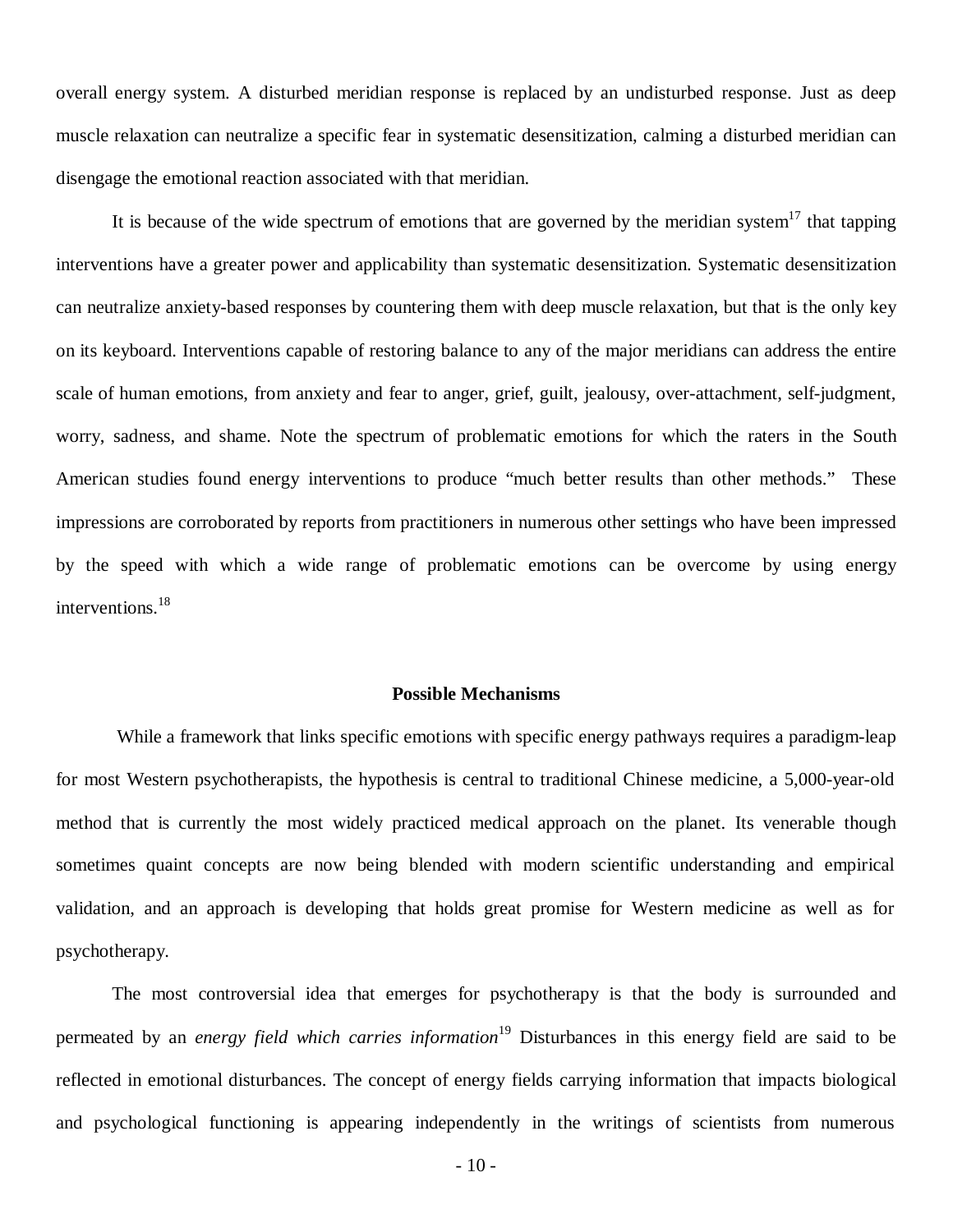overall energy system. A disturbed meridian response is replaced by an undisturbed response. Just as deep muscle relaxation can neutralize a specific fear in systematic desensitization, calming a disturbed meridian can disengage the emotional reaction associated with that meridian.

It is because of the wide spectrum of emotions that are governed by the meridian system[17] that tapping interventions have a greater power and applicability than systematic desensitization. Systematic desensitization can neutralize anxiety-based responses by countering them with deep muscle relaxation, but that is the only key on its keyboard. Interventions capable of restoring balance to any of the major meridians can address the entire scale of human emotions, from anxiety and fear to anger, grief, guilt, jealousy, over-attachment, self-judgment, worry, sadness, and shame. Note the spectrum of problematic emotions for which the raters in the South American studies found energy interventions to produce "much better results than other methods." These impressions are corroborated by reports from practitioners in numerous other settings who have been impressed by the speed with which a wide range of problematic emotions can be overcome by using energy interventions.[18]

## Possible Mechanisms

While a framework that links specific emotions with specific energy pathways requires a paradigm-leap for most Western psychotherapists, the hypothesis is central to traditional Chinese medicine, a 5,000-year-old method that is currently the most widely practiced medical approach on the planet. Its venerable though sometimes quaint concepts are now being blended with modern scientific understanding and empirical validation, and an approach is developing that holds great promise for Western medicine as well as for psychotherapy.

The most controversial idea that emerges for psychotherapy is that the body is surrounded and permeated by an *energy field which carries information*[19] Disturbances in this energy field are said to be reflected in emotional disturbances. The concept of energy fields carrying information that impacts biological and psychological functioning is appearing independently in the writings of scientists from numerous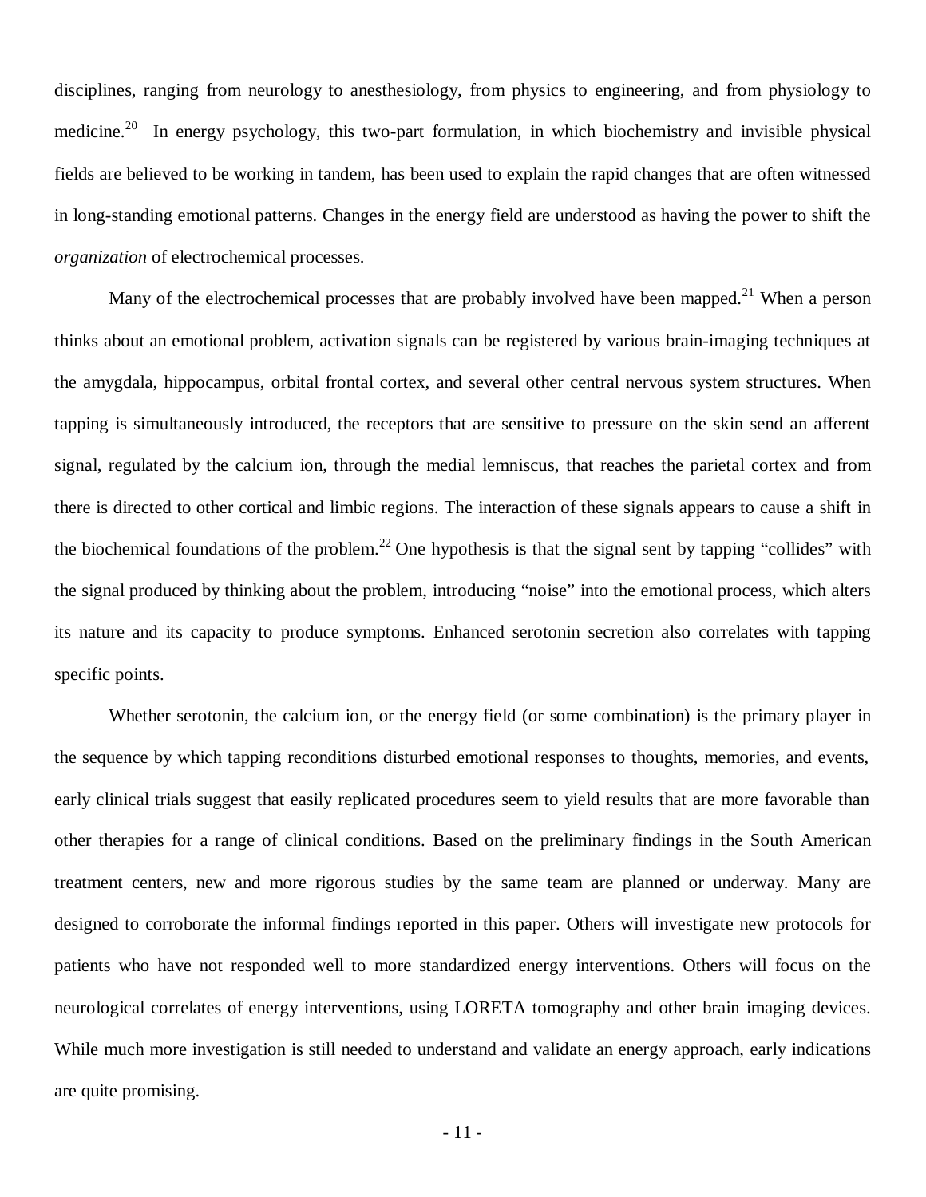disciplines, ranging from neurology to anesthesiology, from physics to engineering, and from physiology to medicine.[20] In energy psychology, this two-part formulation, in which biochemistry and invisible physical fields are believed to be working in tandem, has been used to explain the rapid changes that are often witnessed in long-standing emotional patterns. Changes in the energy field are understood as having the power to shift the *organization* of electrochemical processes.

Many of the electrochemical processes that are probably involved have been mapped.[21] When a person thinks about an emotional problem, activation signals can be registered by various brain-imaging techniques at the amygdala, hippocampus, orbital frontal cortex, and several other central nervous system structures. When tapping is simultaneously introduced, the receptors that are sensitive to pressure on the skin send an afferent signal, regulated by the calcium ion, through the medial lemniscus, that reaches the parietal cortex and from there is directed to other cortical and limbic regions. The interaction of these signals appears to cause a shift in the biochemical foundations of the problem.[22] One hypothesis is that the signal sent by tapping "collides" with the signal produced by thinking about the problem, introducing "noise" into the emotional process, which alters its nature and its capacity to produce symptoms. Enhanced serotonin secretion also correlates with tapping specific points.

Whether serotonin, the calcium ion, or the energy field (or some combination) is the primary player in the sequence by which tapping reconditions disturbed emotional responses to thoughts, memories, and events, early clinical trials suggest that easily replicated procedures seem to yield results that are more favorable than other therapies for a range of clinical conditions. Based on the preliminary findings in the South American treatment centers, new and more rigorous studies by the same team are planned or underway. Many are designed to corroborate the informal findings reported in this paper. Others will investigate new protocols for patients who have not responded well to more standardized energy interventions. Others will focus on the neurological correlates of energy interventions, using LORETA tomography and other brain imaging devices. While much more investigation is still needed to understand and validate an energy approach, early indications are quite promising.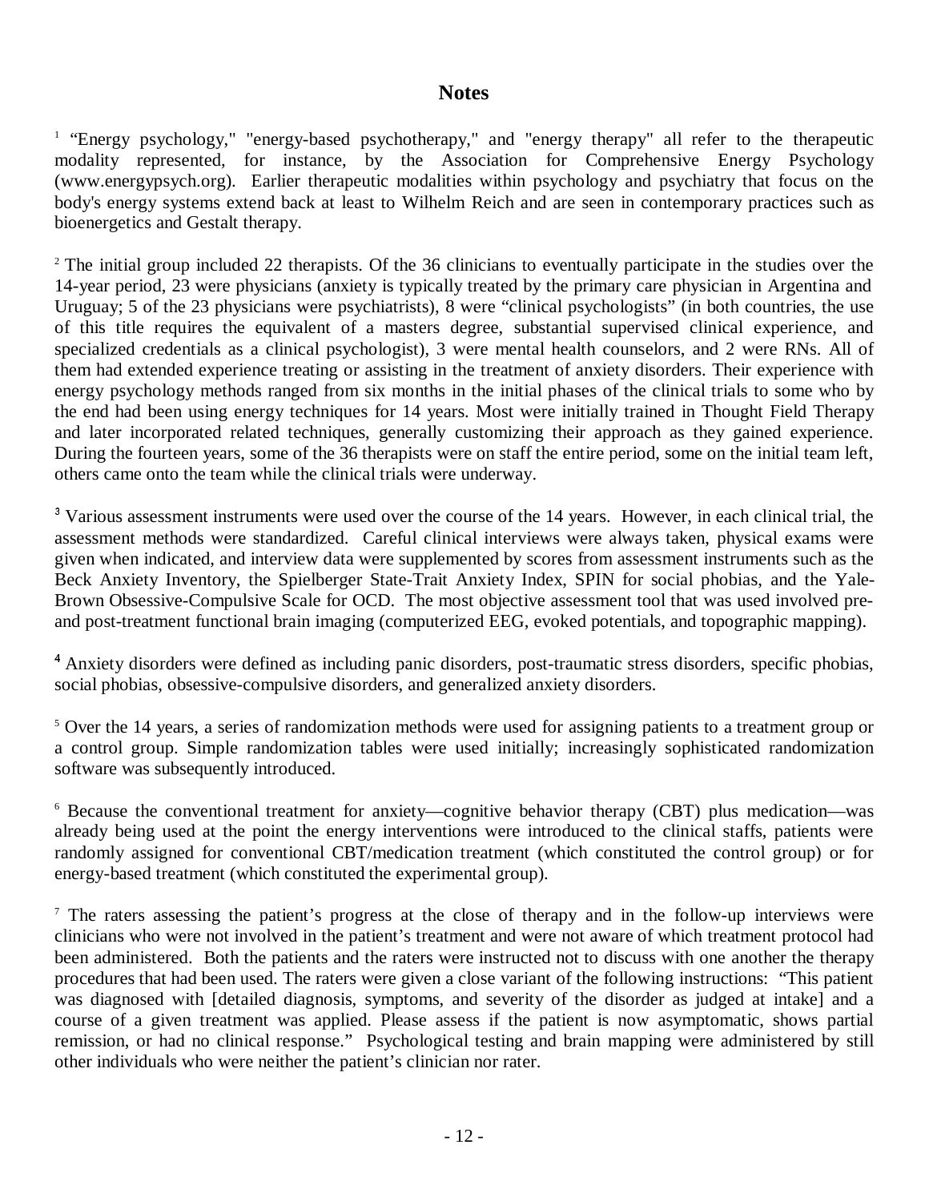## Notes

[1] "Energy psychology," "energy-based psychotherapy," and "energy therapy" all refer to the therapeutic modality represented, for instance, by the Association for Comprehensive Energy Psychology (www.energypsych.org). Earlier therapeutic modalities within psychology and psychiatry that focus on the body's energy systems extend back at least to Wilhelm Reich and are seen in contemporary practices such as bioenergetics and Gestalt therapy.

[2] The initial group included 22 therapists. Of the 36 clinicians to eventually participate in the studies over the 14-year period, 23 were physicians (anxiety is typically treated by the primary care physician in Argentina and Uruguay; 5 of the 23 physicians were psychiatrists), 8 were "clinical psychologists" (in both countries, the use of this title requires the equivalent of a masters degree, substantial supervised clinical experience, and specialized credentials as a clinical psychologist), 3 were mental health counselors, and 2 were RNs. All of them had extended experience treating or assisting in the treatment of anxiety disorders. Their experience with energy psychology methods ranged from six months in the initial phases of the clinical trials to some who by the end had been using energy techniques for 14 years. Most were initially trained in Thought Field Therapy and later incorporated related techniques, generally customizing their approach as they gained experience. During the fourteen years, some of the 36 therapists were on staff the entire period, some on the initial team left, others came onto the team while the clinical trials were underway.

[3] Various assessment instruments were used over the course of the 14 years. However, in each clinical trial, the assessment methods were standardized. Careful clinical interviews were always taken, physical exams were given when indicated, and interview data were supplemented by scores from assessment instruments such as the Beck Anxiety Inventory, the Spielberger State-Trait Anxiety Index, SPIN for social phobias, and the Yale-Brown Obsessive-Compulsive Scale for OCD. The most objective assessment tool that was used involved pre- and post-treatment functional brain imaging (computerized EEG, evoked potentials, and topographic mapping).

[4] Anxiety disorders were defined as including panic disorders, post-traumatic stress disorders, specific phobias, social phobias, obsessive-compulsive disorders, and generalized anxiety disorders.

[5] Over the 14 years, a series of randomization methods were used for assigning patients to a treatment group or a control group. Simple randomization tables were used initially; increasingly sophisticated randomization software was subsequently introduced.

[6] Because the conventional treatment for anxiety—cognitive behavior therapy (CBT) plus medication—was already being used at the point the energy interventions were introduced to the clinical staffs, patients were randomly assigned for conventional CBT/medication treatment (which constituted the control group) or for energy-based treatment (which constituted the experimental group).

[7] The raters assessing the patient's progress at the close of therapy and in the follow-up interviews were clinicians who were not involved in the patient's treatment and were not aware of which treatment protocol had been administered. Both the patients and the raters were instructed not to discuss with one another the therapy procedures that had been used. The raters were given a close variant of the following instructions: "This patient was diagnosed with [detailed diagnosis, symptoms, and severity of the disorder as judged at intake] and a course of a given treatment was applied. Please assess if the patient is now asymptomatic, shows partial remission, or had no clinical response." Psychological testing and brain mapping were administered by still other individuals who were neither the patient's clinician nor rater.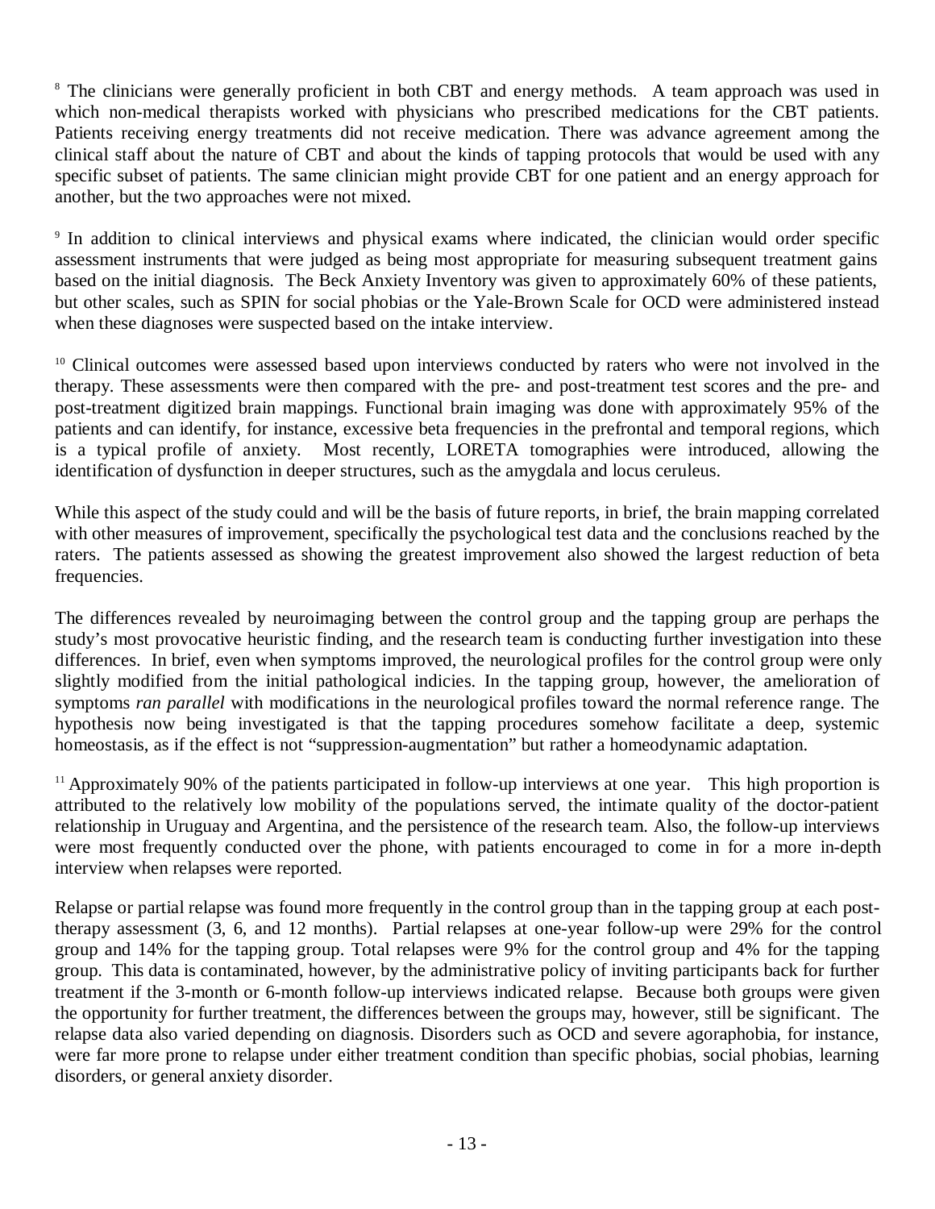[8] The clinicians were generally proficient in both CBT and energy methods. A team approach was used in which non-medical therapists worked with physicians who prescribed medications for the CBT patients. Patients receiving energy treatments did not receive medication. There was advance agreement among the clinical staff about the nature of CBT and about the kinds of tapping protocols that would be used with any specific subset of patients. The same clinician might provide CBT for one patient and an energy approach for another, but the two approaches were not mixed.

[9] In addition to clinical interviews and physical exams where indicated, the clinician would order specific assessment instruments that were judged as being most appropriate for measuring subsequent treatment gains based on the initial diagnosis. The Beck Anxiety Inventory was given to approximately 60% of these patients, but other scales, such as SPIN for social phobias or the Yale-Brown Scale for OCD were administered instead when these diagnoses were suspected based on the intake interview.

[10] Clinical outcomes were assessed based upon interviews conducted by raters who were not involved in the therapy. These assessments were then compared with the pre- and post-treatment test scores and the pre- and post-treatment digitized brain mappings. Functional brain imaging was done with approximately 95% of the patients and can identify, for instance, excessive beta frequencies in the prefrontal and temporal regions, which is a typical profile of anxiety. Most recently, LORETA tomographies were introduced, allowing the identification of dysfunction in deeper structures, such as the amygdala and locus ceruleus.

While this aspect of the study could and will be the basis of future reports, in brief, the brain mapping correlated with other measures of improvement, specifically the psychological test data and the conclusions reached by the raters. The patients assessed as showing the greatest improvement also showed the largest reduction of beta frequencies.

The differences revealed by neuroimaging between the control group and the tapping group are perhaps the study's most provocative heuristic finding, and the research team is conducting further investigation into these differences. In brief, even when symptoms improved, the neurological profiles for the control group were only slightly modified from the initial pathological indicies. In the tapping group, however, the amelioration of symptoms *ran parallel* with modifications in the neurological profiles toward the normal reference range. The hypothesis now being investigated is that the tapping procedures somehow facilitate a deep, systemic homeostasis, as if the effect is not "suppression-augmentation" but rather a homeodynamic adaptation.

[11] Approximately 90% of the patients participated in follow-up interviews at one year. This high proportion is attributed to the relatively low mobility of the populations served, the intimate quality of the doctor-patient relationship in Uruguay and Argentina, and the persistence of the research team. Also, the follow-up interviews were most frequently conducted over the phone, with patients encouraged to come in for a more in-depth interview when relapses were reported.

Relapse or partial relapse was found more frequently in the control group than in the tapping group at each post-therapy assessment (3, 6, and 12 months). Partial relapses at one-year follow-up were 29% for the control group and 14% for the tapping group. Total relapses were 9% for the control group and 4% for the tapping group. This data is contaminated, however, by the administrative policy of inviting participants back for further treatment if the 3-month or 6-month follow-up interviews indicated relapse. Because both groups were given the opportunity for further treatment, the differences between the groups may, however, still be significant. The relapse data also varied depending on diagnosis. Disorders such as OCD and severe agoraphobia, for instance, were far more prone to relapse under either treatment condition than specific phobias, social phobias, learning disorders, or general anxiety disorder.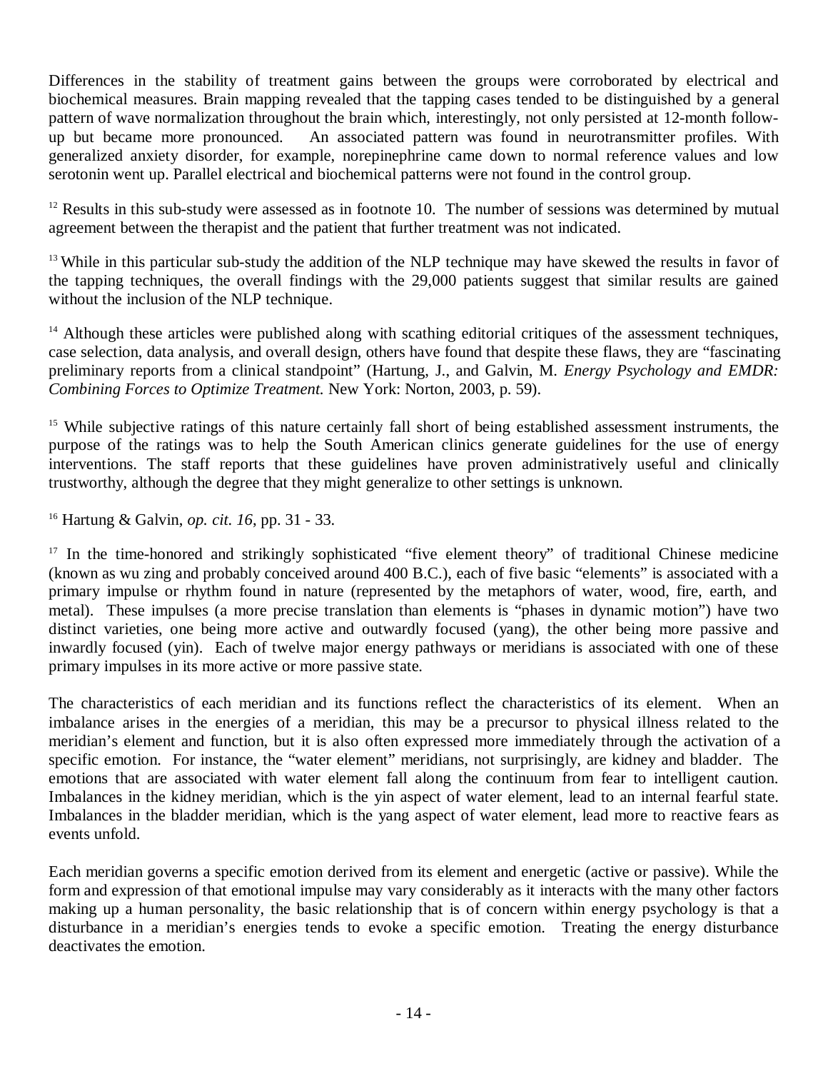Differences in the stability of treatment gains between the groups were corroborated by electrical and biochemical measures. Brain mapping revealed that the tapping cases tended to be distinguished by a general pattern of wave normalization throughout the brain which, interestingly, not only persisted at 12-month follow-up but became more pronounced. An associated pattern was found in neurotransmitter profiles. With generalized anxiety disorder, for example, norepinephrine came down to normal reference values and low serotonin went up. Parallel electrical and biochemical patterns were not found in the control group.

[12] Results in this sub-study were assessed as in footnote 10. The number of sessions was determined by mutual agreement between the therapist and the patient that further treatment was not indicated.

[13] While in this particular sub-study the addition of the NLP technique may have skewed the results in favor of the tapping techniques, the overall findings with the 29,000 patients suggest that similar results are gained without the inclusion of the NLP technique.

[14] Although these articles were published along with scathing editorial critiques of the assessment techniques, case selection, data analysis, and overall design, others have found that despite these flaws, they are "fascinating preliminary reports from a clinical standpoint" (Hartung, J., and Galvin, M. *Energy Psychology and EMDR: Combining Forces to Optimize Treatment.* New York: Norton, 2003, p. 59).

[15] While subjective ratings of this nature certainly fall short of being established assessment instruments, the purpose of the ratings was to help the South American clinics generate guidelines for the use of energy interventions. The staff reports that these guidelines have proven administratively useful and clinically trustworthy, although the degree that they might generalize to other settings is unknown.

[16] Hartung & Galvin, *op. cit. 16*, pp. 31 - 33.

[17] In the time-honored and strikingly sophisticated "five element theory" of traditional Chinese medicine (known as wu zing and probably conceived around 400 B.C.), each of five basic "elements" is associated with a primary impulse or rhythm found in nature (represented by the metaphors of water, wood, fire, earth, and metal). These impulses (a more precise translation than elements is "phases in dynamic motion") have two distinct varieties, one being more active and outwardly focused (yang), the other being more passive and inwardly focused (yin). Each of twelve major energy pathways or meridians is associated with one of these primary impulses in its more active or more passive state.

The characteristics of each meridian and its functions reflect the characteristics of its element. When an imbalance arises in the energies of a meridian, this may be a precursor to physical illness related to the meridian's element and function, but it is also often expressed more immediately through the activation of a specific emotion. For instance, the "water element" meridians, not surprisingly, are kidney and bladder. The emotions that are associated with water element fall along the continuum from fear to intelligent caution. Imbalances in the kidney meridian, which is the yin aspect of water element, lead to an internal fearful state. Imbalances in the bladder meridian, which is the yang aspect of water element, lead more to reactive fears as events unfold.

Each meridian governs a specific emotion derived from its element and energetic (active or passive). While the form and expression of that emotional impulse may vary considerably as it interacts with the many other factors making up a human personality, the basic relationship that is of concern within energy psychology is that a disturbance in a meridian's energies tends to evoke a specific emotion. Treating the energy disturbance deactivates the emotion.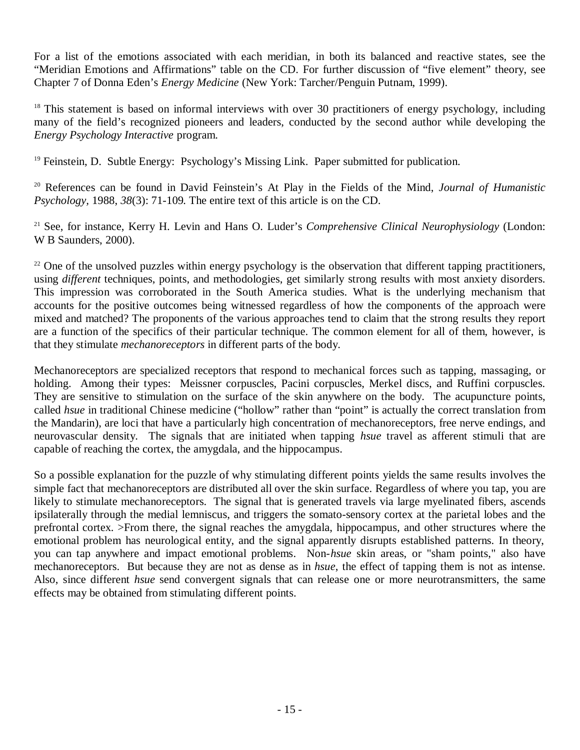For a list of the emotions associated with each meridian, in both its balanced and reactive states, see the "Meridian Emotions and Affirmations" table on the CD. For further discussion of "five element" theory, see Chapter 7 of Donna Eden's *Energy Medicine* (New York: Tarcher/Penguin Putnam, 1999).

[18] This statement is based on informal interviews with over 30 practitioners of energy psychology, including many of the field's recognized pioneers and leaders, conducted by the second author while developing the *Energy Psychology Interactive* program.

[19] Feinstein, D. Subtle Energy: Psychology's Missing Link. Paper submitted for publication.

[20] References can be found in David Feinstein's At Play in the Fields of the Mind, *Journal of Humanistic Psychology,* 1988, *38*(3): 71-109. The entire text of this article is on the CD.

[21] See, for instance, Kerry H. Levin and Hans O. Luder's *Comprehensive Clinical Neurophysiology* (London: W B Saunders, 2000).

[22] One of the unsolved puzzles within energy psychology is the observation that different tapping practitioners, using *different* techniques, points, and methodologies, get similarly strong results with most anxiety disorders. This impression was corroborated in the South America studies. What is the underlying mechanism that accounts for the positive outcomes being witnessed regardless of how the components of the approach were mixed and matched? The proponents of the various approaches tend to claim that the strong results they report are a function of the specifics of their particular technique. The common element for all of them, however, is that they stimulate *mechanoreceptors* in different parts of the body.

Mechanoreceptors are specialized receptors that respond to mechanical forces such as tapping, massaging, or holding. Among their types: Meissner corpuscles, Pacini corpuscles, Merkel discs, and Ruffini corpuscles. They are sensitive to stimulation on the surface of the skin anywhere on the body. The acupuncture points, called *hsue* in traditional Chinese medicine ("hollow" rather than "point" is actually the correct translation from the Mandarin), are loci that have a particularly high concentration of mechanoreceptors, free nerve endings, and neurovascular density. The signals that are initiated when tapping *hsue* travel as afferent stimuli that are capable of reaching the cortex, the amygdala, and the hippocampus.

So a possible explanation for the puzzle of why stimulating different points yields the same results involves the simple fact that mechanoreceptors are distributed all over the skin surface. Regardless of where you tap, you are likely to stimulate mechanoreceptors. The signal that is generated travels via large myelinated fibers, ascends ipsilaterally through the medial lemniscus, and triggers the somato-sensory cortex at the parietal lobes and the prefrontal cortex. >From there, the signal reaches the amygdala, hippocampus, and other structures where the emotional problem has neurological entity, and the signal apparently disrupts established patterns. In theory, you can tap anywhere and impact emotional problems. Non-*hsue* skin areas, or "sham points," also have mechanoreceptors. But because they are not as dense as in *hsue*, the effect of tapping them is not as intense. Also, since different *hsue* send convergent signals that can release one or more neurotransmitters, the same effects may be obtained from stimulating different points.